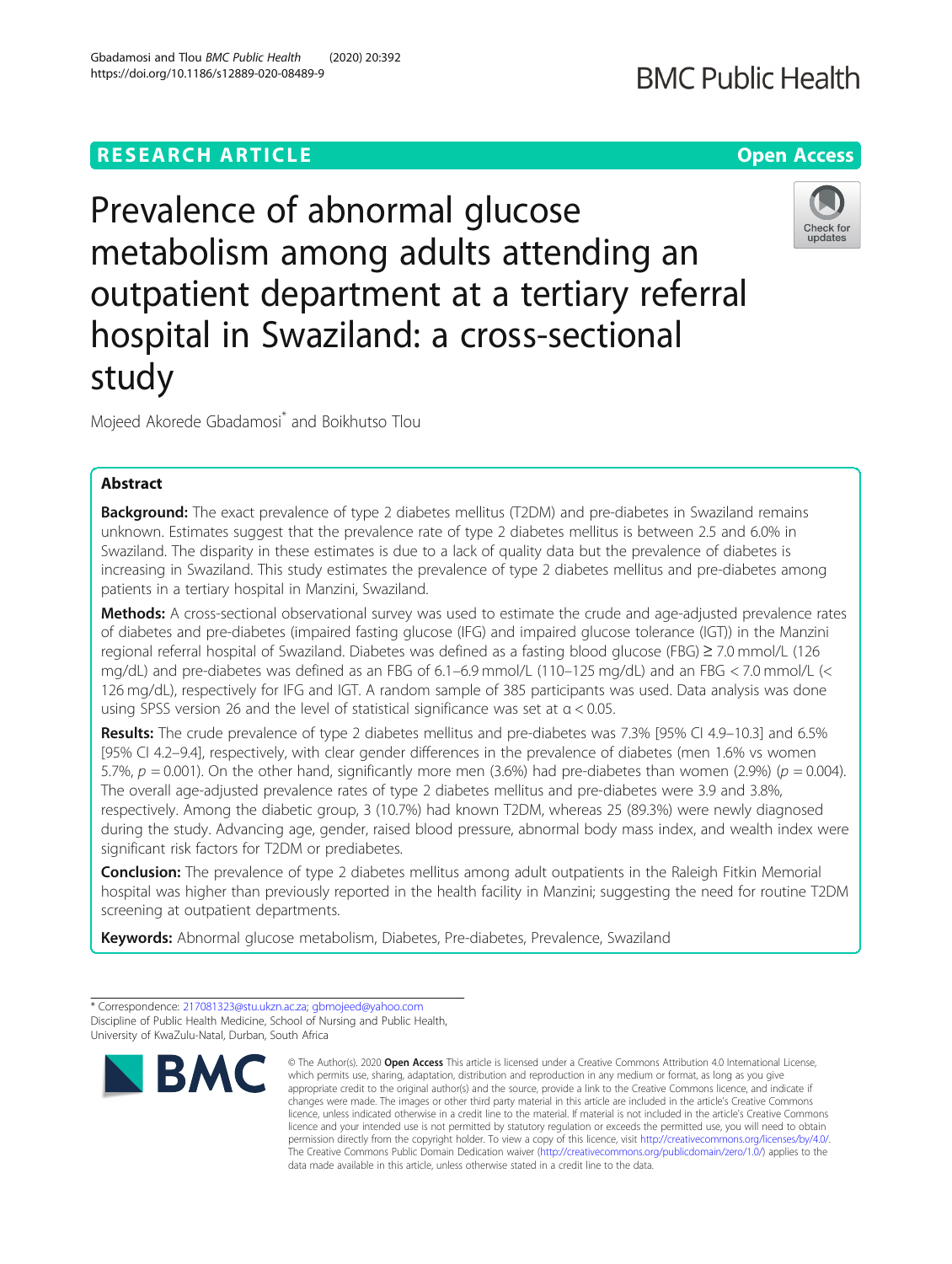RESEARCH ARTICLE

Open Access

# Prevalence of abnormal glucose metabolism among adults attending an outpatient department at a tertiary referral hospital in Swaziland: a cross-sectional study

Mojeed Akorede Gbadamosi* and Boikhutso Tlou

## Abstract

**Background:** The exact prevalence of type 2 diabetes mellitus (T2DM) and pre-diabetes in Swaziland remains unknown. Estimates suggest that the prevalence rate of type 2 diabetes mellitus is between 2.5 and 6.0% in Swaziland. The disparity in these estimates is due to a lack of quality data but the prevalence of diabetes is increasing in Swaziland. This study estimates the prevalence of type 2 diabetes mellitus and pre-diabetes among patients in a tertiary hospital in Manzini, Swaziland.

**Methods:** A cross-sectional observational survey was used to estimate the crude and age-adjusted prevalence rates of diabetes and pre-diabetes (impaired fasting glucose (IFG) and impaired glucose tolerance (IGT)) in the Manzini regional referral hospital of Swaziland. Diabetes was defined as a fasting blood glucose (FBG) ≥ 7.0 mmol/L (126 mg/dL) and pre-diabetes was defined as an FBG of 6.1–6.9 mmol/L (110–125 mg/dL) and an FBG < 7.0 mmol/L (< 126 mg/dL), respectively for IFG and IGT. A random sample of 385 participants was used. Data analysis was done using SPSS version 26 and the level of statistical significance was set at $\alpha < 0.05$.

**Results:** The crude prevalence of type 2 diabetes mellitus and pre-diabetes was 7.3% [95% CI 4.9–10.3] and 6.5% [95% CI 4.2–9.4], respectively, with clear gender differences in the prevalence of diabetes (men 1.6% vs women 5.7%, $p = 0.001$). On the other hand, significantly more men (3.6%) had pre-diabetes than women (2.9%) ($p = 0.004$). The overall age-adjusted prevalence rates of type 2 diabetes mellitus and pre-diabetes were 3.9 and 3.8%, respectively. Among the diabetic group, 3 (10.7%) had known T2DM, whereas 25 (89.3%) were newly diagnosed during the study. Advancing age, gender, raised blood pressure, abnormal body mass index, and wealth index were significant risk factors for T2DM or prediabetes.

**Conclusion:** The prevalence of type 2 diabetes mellitus among adult outpatients in the Raleigh Fitkin Memorial hospital was higher than previously reported in the health facility in Manzini; suggesting the need for routine T2DM screening at outpatient departments.

**Keywords:** Abnormal glucose metabolism, Diabetes, Pre-diabetes, Prevalence, Swaziland

* Correspondence: 217081323@stu.ukzn.ac.za; gbmojeed@yahoo.com
Discipline of Public Health Medicine, School of Nursing and Public Health, University of KwaZulu-Natal, Durban, South Africa

© The Author(s). 2020 **Open Access** This article is licensed under a Creative Commons Attribution 4.0 International License, which permits use, sharing, adaptation, distribution and reproduction in any medium or format, as long as you give appropriate credit to the original author(s) and the source, provide a link to the Creative Commons licence, and indicate if changes were made. The images or other third party material in this article are included in the article's Creative Commons licence, unless indicated otherwise in a credit line to the material. If material is not included in the article's Creative Commons licence and your intended use is not permitted by statutory regulation or exceeds the permitted use, you will need to obtain permission directly from the copyright holder. To view a copy of this licence, visit http://creativecommons.org/licenses/by/4.0/. The Creative Commons Public Domain Dedication waiver (http://creativecommons.org/publicdomain/zero/1.0/) applies to the data made available in this article, unless otherwise stated in a credit line to the data.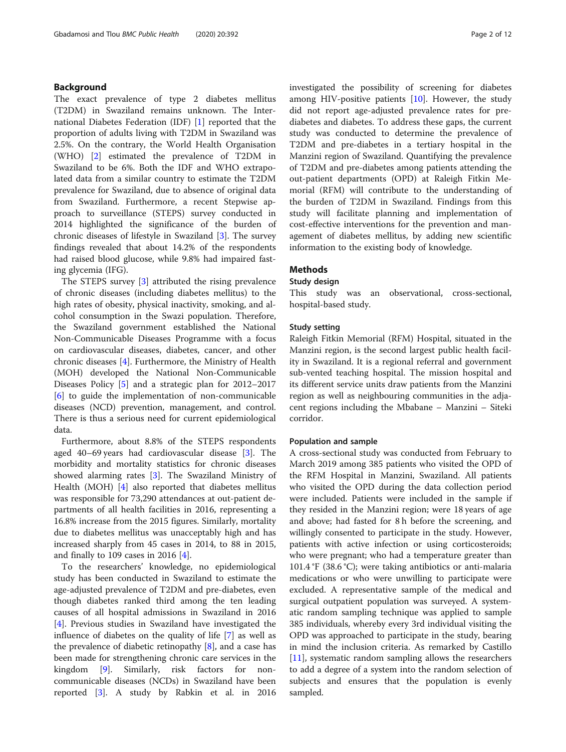## Background

The exact prevalence of type 2 diabetes mellitus (T2DM) in Swaziland remains unknown. The International Diabetes Federation (IDF) [1] reported that the proportion of adults living with T2DM in Swaziland was 2.5%. On the contrary, the World Health Organisation (WHO) [2] estimated the prevalence of T2DM in Swaziland to be 6%. Both the IDF and WHO extrapolated data from a similar country to estimate the T2DM prevalence for Swaziland, due to absence of original data from Swaziland. Furthermore, a recent Stepwise approach to surveillance (STEPS) survey conducted in 2014 highlighted the significance of the burden of chronic diseases of lifestyle in Swaziland [3]. The survey findings revealed that about 14.2% of the respondents had raised blood glucose, while 9.8% had impaired fasting glycemia (IFG).

The STEPS survey [3] attributed the rising prevalence of chronic diseases (including diabetes mellitus) to the high rates of obesity, physical inactivity, smoking, and alcohol consumption in the Swazi population. Therefore, the Swaziland government established the National Non-Communicable Diseases Programme with a focus on cardiovascular diseases, diabetes, cancer, and other chronic diseases [4]. Furthermore, the Ministry of Health (MOH) developed the National Non-Communicable Diseases Policy [5] and a strategic plan for 2012–2017 [6] to guide the implementation of non-communicable diseases (NCD) prevention, management, and control. There is thus a serious need for current epidemiological data.

Furthermore, about 8.8% of the STEPS respondents aged 40–69 years had cardiovascular disease [3]. The morbidity and mortality statistics for chronic diseases showed alarming rates [3]. The Swaziland Ministry of Health (MOH) [4] also reported that diabetes mellitus was responsible for 73,290 attendances at out-patient departments of all health facilities in 2016, representing a 16.8% increase from the 2015 figures. Similarly, mortality due to diabetes mellitus was unacceptably high and has increased sharply from 45 cases in 2014, to 88 in 2015, and finally to 109 cases in 2016 [4].

To the researchers' knowledge, no epidemiological study has been conducted in Swaziland to estimate the age-adjusted prevalence of T2DM and pre-diabetes, even though diabetes ranked third among the ten leading causes of all hospital admissions in Swaziland in 2016 [4]. Previous studies in Swaziland have investigated the influence of diabetes on the quality of life [7] as well as the prevalence of diabetic retinopathy [8], and a case has been made for strengthening chronic care services in the kingdom [9]. Similarly, risk factors for non-communicable diseases (NCDs) in Swaziland have been reported [3]. A study by Rabkin et al. in 2016 investigated the possibility of screening for diabetes among HIV-positive patients [10]. However, the study did not report age-adjusted prevalence rates for pre-diabetes and diabetes. To address these gaps, the current study was conducted to determine the prevalence of T2DM and pre-diabetes in a tertiary hospital in the Manzini region of Swaziland. Quantifying the prevalence of T2DM and pre-diabetes among patients attending the out-patient departments (OPD) at Raleigh Fitkin Memorial (RFM) will contribute to the understanding of the burden of T2DM in Swaziland. Findings from this study will facilitate planning and implementation of cost-effective interventions for the prevention and management of diabetes mellitus, by adding new scientific information to the existing body of knowledge.

## Methods

### Study design

This study was an observational, cross-sectional, hospital-based study.

### Study setting

Raleigh Fitkin Memorial (RFM) Hospital, situated in the Manzini region, is the second largest public health facility in Swaziland. It is a regional referral and government sub-vented teaching hospital. The mission hospital and its different service units draw patients from the Manzini region as well as neighbouring communities in the adjacent regions including the Mbabane – Manzini – Siteki corridor.

### Population and sample

A cross-sectional study was conducted from February to March 2019 among 385 patients who visited the OPD of the RFM Hospital in Manzini, Swaziland. All patients who visited the OPD during the data collection period were included. Patients were included in the sample if they resided in the Manzini region; were 18 years of age and above; had fasted for 8 h before the screening, and willingly consented to participate in the study. However, patients with active infection or using corticosteroids; who were pregnant; who had a temperature greater than 101.4 °F (38.6 °C); were taking antibiotics or anti-malaria medications or who were unwilling to participate were excluded. A representative sample of the medical and surgical outpatient population was surveyed. A systematic random sampling technique was applied to sample 385 individuals, whereby every 3rd individual visiting the OPD was approached to participate in the study, bearing in mind the inclusion criteria. As remarked by Castillo [11], systematic random sampling allows the researchers to add a degree of a system into the random selection of subjects and ensures that the population is evenly sampled.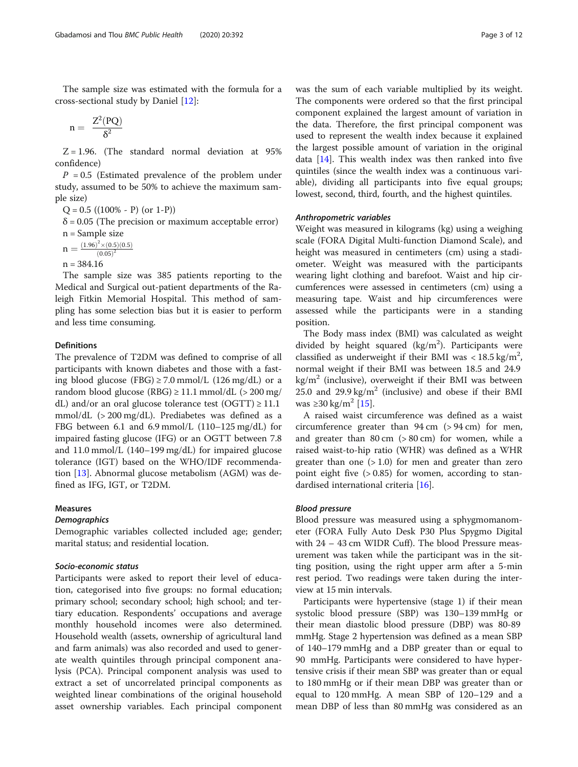The sample size was estimated with the formula for a cross-sectional study by Daniel [12]:

$$n = \frac{Z^2(PQ)}{\delta^2}$$

Z = 1.96. (The standard normal deviation at 95% confidence)

$P$ = 0.5 (Estimated prevalence of the problem under study, assumed to be 50% to achieve the maximum sample size)

Q = 0.5 ((100% - P) (or 1-P))

δ = 0.05 (The precision or maximum acceptable error)

n = Sample size

$$n = \frac{(1.96)^2 \times (0.5)(0.5)}{(0.05)^2}$$

n = 384.16

The sample size was 385 patients reporting to the Medical and Surgical out-patient departments of the Raleigh Fitkin Memorial Hospital. This method of sampling has some selection bias but it is easier to perform and less time consuming.

### Definitions

The prevalence of T2DM was defined to comprise of all participants with known diabetes and those with a fasting blood glucose (FBG) ≥ 7.0 mmol/L (126 mg/dL) or a random blood glucose (RBG) ≥ 11.1 mmol/dL (> 200 mg/dL) and/or an oral glucose tolerance test (OGTT) ≥ 11.1 mmol/dL (> 200 mg/dL). Prediabetes was defined as a FBG between 6.1 and 6.9 mmol/L (110–125 mg/dL) for impaired fasting glucose (IFG) or an OGTT between 7.8 and 11.0 mmol/L (140–199 mg/dL) for impaired glucose tolerance (IGT) based on the WHO/IDF recommendation [13]. Abnormal glucose metabolism (AGM) was defined as IFG, IGT, or T2DM.

### Measures

#### *Demographics*

Demographic variables collected included age; gender; marital status; and residential location.

#### *Socio-economic status*

Participants were asked to report their level of education, categorised into five groups: no formal education; primary school; secondary school; high school; and tertiary education. Respondents' occupations and average monthly household incomes were also determined. Household wealth (assets, ownership of agricultural land and farm animals) was also recorded and used to generate wealth quintiles through principal component analysis (PCA). Principal component analysis was used to extract a set of uncorrelated principal components as weighted linear combinations of the original household asset ownership variables. Each principal component was the sum of each variable multiplied by its weight. The components were ordered so that the first principal component explained the largest amount of variation in the data. Therefore, the first principal component was used to represent the wealth index because it explained the largest possible amount of variation in the original data [14]. This wealth index was then ranked into five quintiles (since the wealth index was a continuous variable), dividing all participants into five equal groups; lowest, second, third, fourth, and the highest quintiles.

#### *Anthropometric variables*

Weight was measured in kilograms (kg) using a weighing scale (FORA Digital Multi-function Diamond Scale), and height was measured in centimeters (cm) using a stadiometer. Weight was measured with the participants wearing light clothing and barefoot. Waist and hip circumferences were assessed in centimeters (cm) using a measuring tape. Waist and hip circumferences were assessed while the participants were in a standing position.

The Body mass index (BMI) was calculated as weight divided by height squared ($kg/m^2$). Participants were classified as underweight if their BMI was < 18.5 $kg/m^2$, normal weight if their BMI was between 18.5 and 24.9 $kg/m^2$ (inclusive), overweight if their BMI was between 25.0 and 29.9 $kg/m^2$ (inclusive) and obese if their BMI was ≥30 $kg/m^2$ [15].

A raised waist circumference was defined as a waist circumference greater than 94 cm (> 94 cm) for men, and greater than 80 cm (> 80 cm) for women, while a raised waist-to-hip ratio (WHR) was defined as a WHR greater than one (> 1.0) for men and greater than zero point eight five (> 0.85) for women, according to standardised international criteria [16].

#### *Blood pressure*

Blood pressure was measured using a sphygmomanometer (FORA Fully Auto Desk P30 Plus Spygmo Digital with 24 – 43 cm WIDR Cuff). The blood Pressure measurement was taken while the participant was in the sitting position, using the right upper arm after a 5-min rest period. Two readings were taken during the interview at 15 min intervals.

Participants were hypertensive (stage 1) if their mean systolic blood pressure (SBP) was 130–139 mmHg or their mean diastolic blood pressure (DBP) was 80-89 mmHg. Stage 2 hypertension was defined as a mean SBP of 140–179 mmHg and a DBP greater than or equal to 90 mmHg. Participants were considered to have hypertensive crisis if their mean SBP was greater than or equal to 180 mmHg or if their mean DBP was greater than or equal to 120 mmHg. A mean SBP of 120–129 and a mean DBP of less than 80 mmHg was considered as an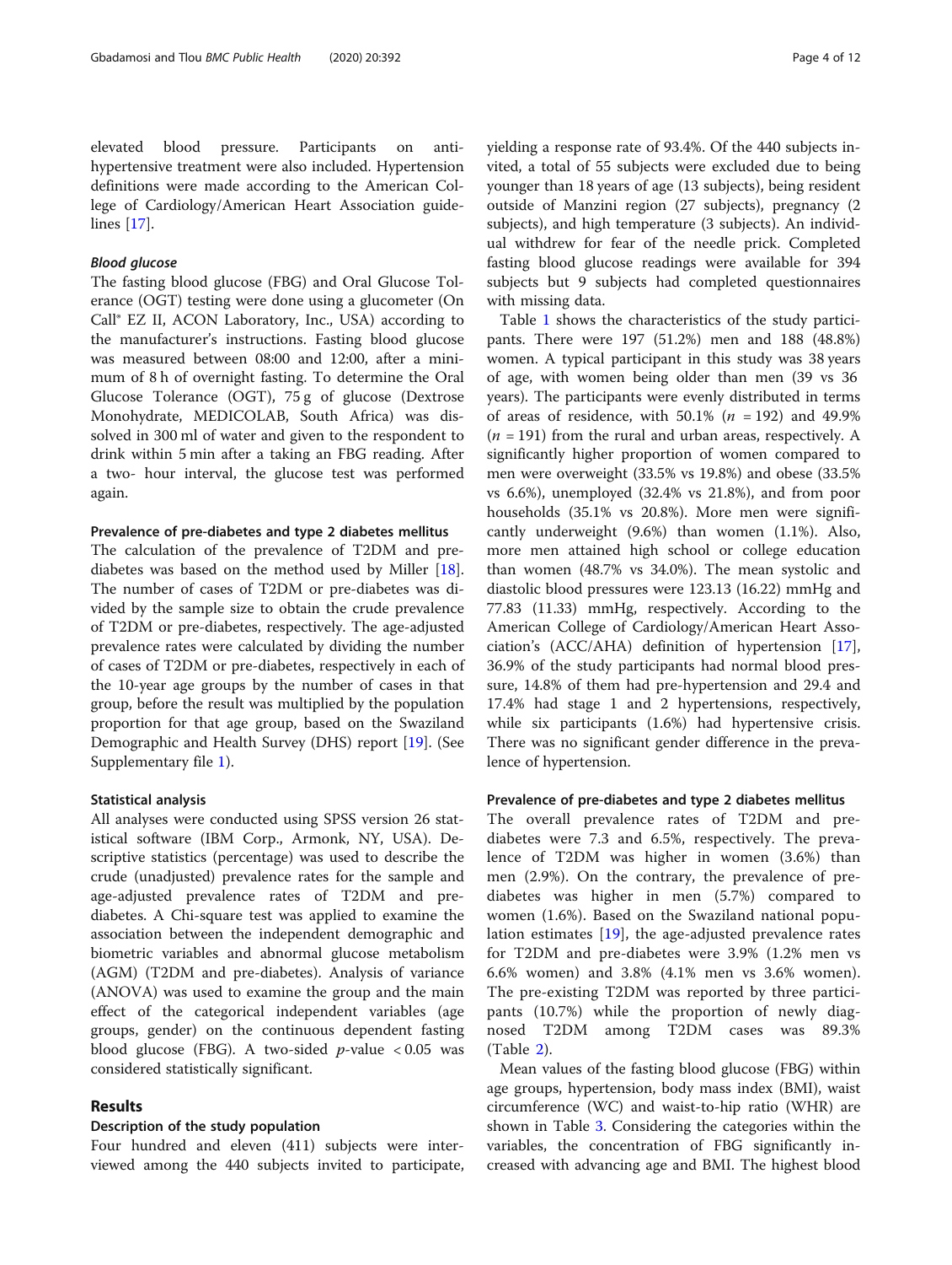elevated blood pressure. Participants on anti-hypertensive treatment were also included. Hypertension definitions were made according to the American College of Cardiology/American Heart Association guidelines [17].

#### *Blood glucose*

The fasting blood glucose (FBG) and Oral Glucose Tolerance (OGT) testing were done using a glucometer (On Call® EZ II, ACON Laboratory, Inc., USA) according to the manufacturer's instructions. Fasting blood glucose was measured between 08:00 and 12:00, after a minimum of 8 h of overnight fasting. To determine the Oral Glucose Tolerance (OGT), 75 g of glucose (Dextrose Monohydrate, MEDICOLAB, South Africa) was dissolved in 300 ml of water and given to the respondent to drink within 5 min after a taking an FBG reading. After a two- hour interval, the glucose test was performed again.

### Prevalence of pre-diabetes and type 2 diabetes mellitus

The calculation of the prevalence of T2DM and pre-diabetes was based on the method used by Miller [18]. The number of cases of T2DM or pre-diabetes was divided by the sample size to obtain the crude prevalence of T2DM or pre-diabetes, respectively. The age-adjusted prevalence rates were calculated by dividing the number of cases of T2DM or pre-diabetes, respectively in each of the 10-year age groups by the number of cases in that group, before the result was multiplied by the population proportion for that age group, based on the Swaziland Demographic and Health Survey (DHS) report [19]. (See Supplementary file 1).

### Statistical analysis

All analyses were conducted using SPSS version 26 statistical software (IBM Corp., Armonk, NY, USA). Descriptive statistics (percentage) was used to describe the crude (unadjusted) prevalence rates for the sample and age-adjusted prevalence rates of T2DM and pre-diabetes. A Chi-square test was applied to examine the association between the independent demographic and biometric variables and abnormal glucose metabolism (AGM) (T2DM and pre-diabetes). Analysis of variance (ANOVA) was used to examine the group and the main effect of the categorical independent variables (age groups, gender) on the continuous dependent fasting blood glucose (FBG). A two-sided $p$-value $< 0.05$ was considered statistically significant.

## Results

### Description of the study population

Four hundred and eleven (411) subjects were interviewed among the 440 subjects invited to participate, yielding a response rate of 93.4%. Of the 440 subjects invited, a total of 55 subjects were excluded due to being younger than 18 years of age (13 subjects), being resident outside of Manzini region (27 subjects), pregnancy (2 subjects), and high temperature (3 subjects). An individual withdrew for fear of the needle prick. Completed fasting blood glucose readings were available for 394 subjects but 9 subjects had completed questionnaires with missing data.

Table 1 shows the characteristics of the study participants. There were 197 (51.2%) men and 188 (48.8%) women. A typical participant in this study was 38 years of age, with women being older than men (39 vs 36 years). The participants were evenly distributed in terms of areas of residence, with 50.1% ($n$ = 192) and 49.9% ($n$ = 191) from the rural and urban areas, respectively. A significantly higher proportion of women compared to men were overweight (33.5% vs 19.8%) and obese (33.5% vs 6.6%), unemployed (32.4% vs 21.8%), and from poor households (35.1% vs 20.8%). More men were significantly underweight (9.6%) than women (1.1%). Also, more men attained high school or college education than women (48.7% vs 34.0%). The mean systolic and diastolic blood pressures were 123.13 (16.22) mmHg and 77.83 (11.33) mmHg, respectively. According to the American College of Cardiology/American Heart Association's (ACC/AHA) definition of hypertension [17], 36.9% of the study participants had normal blood pressure, 14.8% of them had pre-hypertension and 29.4 and 17.4% had stage 1 and 2 hypertensions, respectively, while six participants (1.6%) had hypertensive crisis. There was no significant gender difference in the prevalence of hypertension.

### Prevalence of pre-diabetes and type 2 diabetes mellitus

The overall prevalence rates of T2DM and pre-diabetes were 7.3 and 6.5%, respectively. The prevalence of T2DM was higher in women (3.6%) than men (2.9%). On the contrary, the prevalence of pre-diabetes was higher in men (5.7%) compared to women (1.6%). Based on the Swaziland national population estimates [19], the age-adjusted prevalence rates for T2DM and pre-diabetes were 3.9% (1.2% men vs 6.6% women) and 3.8% (4.1% men vs 3.6% women). The pre-existing T2DM was reported by three participants (10.7%) while the proportion of newly diagnosed T2DM among T2DM cases was 89.3% (Table 2).

Mean values of the fasting blood glucose (FBG) within age groups, hypertension, body mass index (BMI), waist circumference (WC) and waist-to-hip ratio (WHR) are shown in Table 3. Considering the categories within the variables, the concentration of FBG significantly increased with advancing age and BMI. The highest blood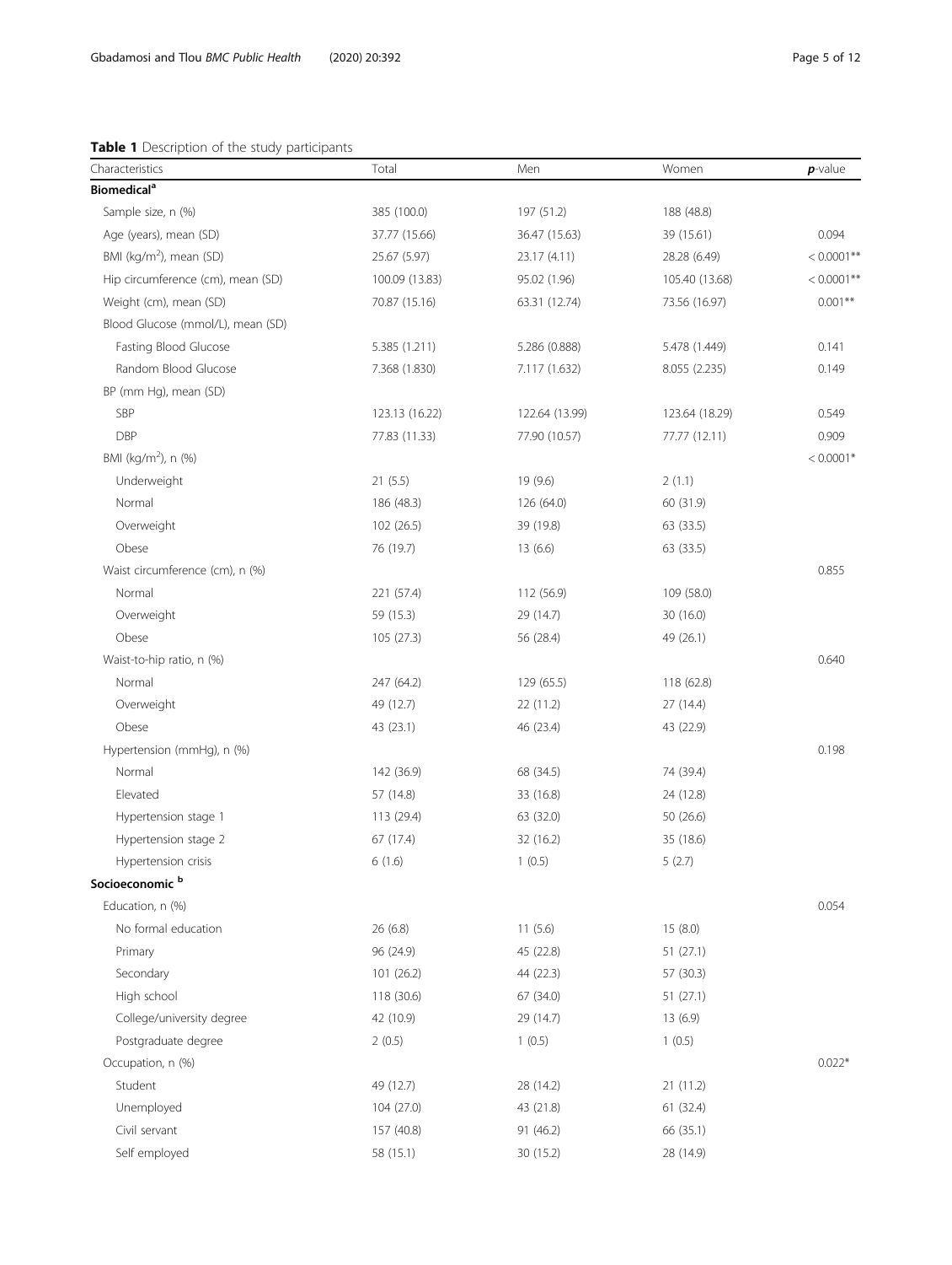**Table 1** Description of the study participants

| Characteristics | Total | Men | Women | *p*-value |
|---|---|---|---|---|
| **Biomedical[a]** | | | | |
| Sample size, n (%) | 385 (100.0) | 197 (51.2) | 188 (48.8) | |
| Age (years), mean (SD) | 37.77 (15.66) | 36.47 (15.63) | 39 (15.61) | 0.094 |
| BMI ($kg/m^2$), mean (SD) | 25.67 (5.97) | 23.17 (4.11) | 28.28 (6.49) | < 0.0001** |
| Hip circumference (cm), mean (SD) | 100.09 (13.83) | 95.02 (1.96) | 105.40 (13.68) | < 0.0001** |
| Weight (cm), mean (SD) | 70.87 (15.16) | 63.31 (12.74) | 73.56 (16.97) | 0.001** |
| Blood Glucose (mmol/L), mean (SD) | | | | |
| Fasting Blood Glucose | 5.385 (1.211) | 5.286 (0.888) | 5.478 (1.449) | 0.141 |
| Random Blood Glucose | 7.368 (1.830) | 7.117 (1.632) | 8.055 (2.235) | 0.149 |
| BP (mm Hg), mean (SD) | | | | |
| SBP | 123.13 (16.22) | 122.64 (13.99) | 123.64 (18.29) | 0.549 |
| DBP | 77.83 (11.33) | 77.90 (10.57) | 77.77 (12.11) | 0.909 |
| BMI ($kg/m^2$), n (%) | | | | < 0.0001* |
| Underweight | 21 (5.5) | 19 (9.6) | 2 (1.1) | |
| Normal | 186 (48.3) | 126 (64.0) | 60 (31.9) | |
| Overweight | 102 (26.5) | 39 (19.8) | 63 (33.5) | |
| Obese | 76 (19.7) | 13 (6.6) | 63 (33.5) | |
| Waist circumference (cm), n (%) | | | | 0.855 |
| Normal | 221 (57.4) | 112 (56.9) | 109 (58.0) | |
| Overweight | 59 (15.3) | 29 (14.7) | 30 (16.0) | |
| Obese | 105 (27.3) | 56 (28.4) | 49 (26.1) | |
| Waist-to-hip ratio, n (%) | | | | 0.640 |
| Normal | 247 (64.2) | 129 (65.5) | 118 (62.8) | |
| Overweight | 49 (12.7) | 22 (11.2) | 27 (14.4) | |
| Obese | 43 (23.1) | 46 (23.4) | 43 (22.9) | |
| Hypertension (mmHg), n (%) | | | | 0.198 |
| Normal | 142 (36.9) | 68 (34.5) | 74 (39.4) | |
| Elevated | 57 (14.8) | 33 (16.8) | 24 (12.8) | |
| Hypertension stage 1 | 113 (29.4) | 63 (32.0) | 50 (26.6) | |
| Hypertension stage 2 | 67 (17.4) | 32 (16.2) | 35 (18.6) | |
| Hypertension crisis | 6 (1.6) | 1 (0.5) | 5 (2.7) | |
| **Socioeconomic[b]** | | | | |
| Education, n (%) | | | | 0.054 |
| No formal education | 26 (6.8) | 11 (5.6) | 15 (8.0) | |
| Primary | 96 (24.9) | 45 (22.8) | 51 (27.1) | |
| Secondary | 101 (26.2) | 44 (22.3) | 57 (30.3) | |
| High school | 118 (30.6) | 67 (34.0) | 51 (27.1) | |
| College/university degree | 42 (10.9) | 29 (14.7) | 13 (6.9) | |
| Postgraduate degree | 2 (0.5) | 1 (0.5) | 1 (0.5) | |
| Occupation, n (%) | | | | 0.022* |
| Student | 49 (12.7) | 28 (14.2) | 21 (11.2) | |
| Unemployed | 104 (27.0) | 43 (21.8) | 61 (32.4) | |
| Civil servant | 157 (40.8) | 91 (46.2) | 66 (35.1) | |
| Self employed | 58 (15.1) | 30 (15.2) | 28 (14.9) | |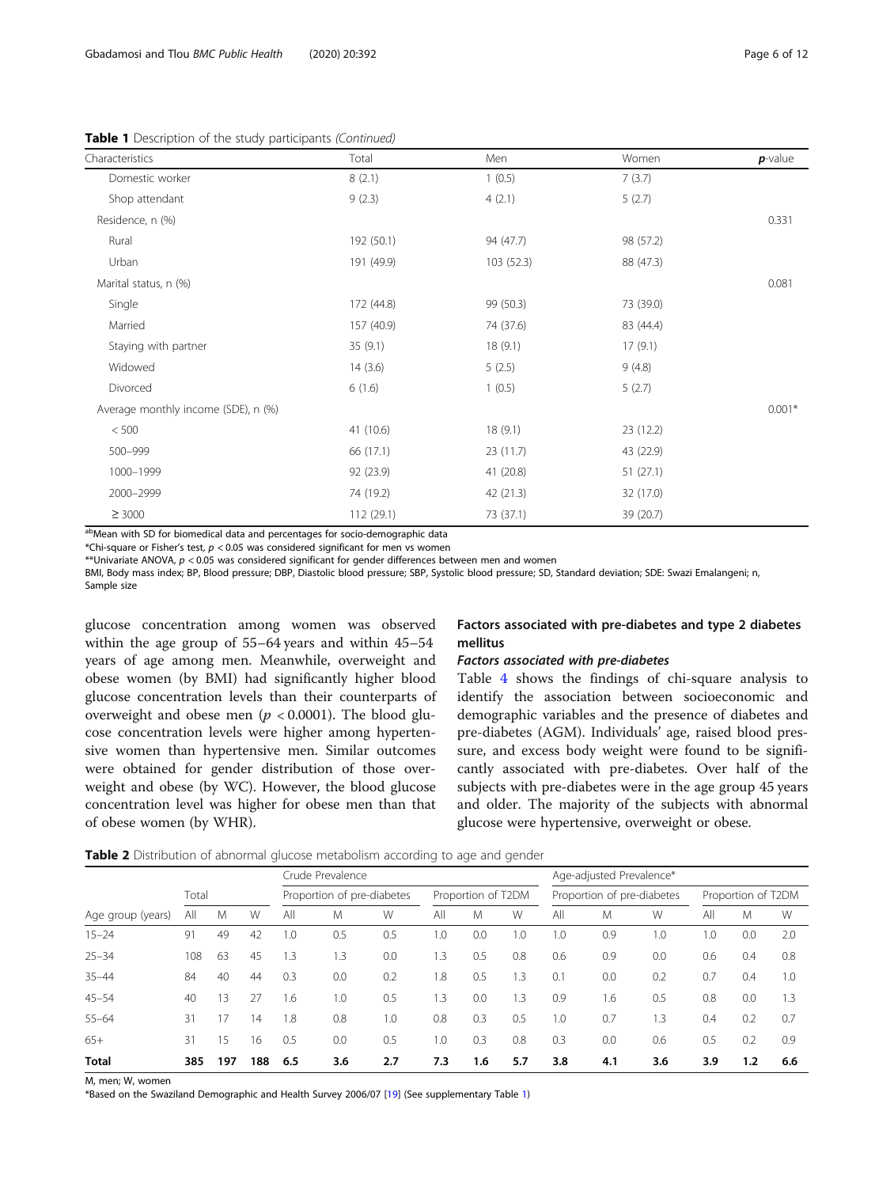**Table 1** Description of the study participants *(Continued)*

| Characteristics | Total | Men | Women | *p*-value |
|---|---|---|---|---|
| Domestic worker | 8 (2.1) | 1 (0.5) | 7 (3.7) | |
| Shop attendant | 9 (2.3) | 4 (2.1) | 5 (2.7) | |
| Residence, n (%) | | | | 0.331 |
| Rural | 192 (50.1) | 94 (47.7) | 98 (57.2) | |
| Urban | 191 (49.9) | 103 (52.3) | 88 (47.3) | |
| Marital status, n (%) | | | | 0.081 |
| Single | 172 (44.8) | 99 (50.3) | 73 (39.0) | |
| Married | 157 (40.9) | 74 (37.6) | 83 (44.4) | |
| Staying with partner | 35 (9.1) | 18 (9.1) | 17 (9.1) | |
| Widowed | 14 (3.6) | 5 (2.5) | 9 (4.8) | |
| Divorced | 6 (1.6) | 1 (0.5) | 5 (2.7) | |
| Average monthly income (SDE), n (%) | | | | 0.001* |
| < 500 | 41 (10.6) | 18 (9.1) | 23 (12.2) | |
| 500–999 | 66 (17.1) | 23 (11.7) | 43 (22.9) | |
| 1000–1999 | 92 (23.9) | 41 (20.8) | 51 (27.1) | |
| 2000–2999 | 74 (19.2) | 42 (21.3) | 32 (17.0) | |
| ≥ 3000 | 112 (29.1) | 73 (37.1) | 39 (20.7) | |

[ab]Mean with SD for biomedical data and percentages for socio-demographic data
*Chi-square or Fisher's test, $p < 0.05$ was considered significant for men vs women
**Univariate ANOVA, $p < 0.05$ was considered significant for gender differences between men and women
BMI, Body mass index; BP, Blood pressure; DBP, Diastolic blood pressure; SBP, Systolic blood pressure; SD, Standard deviation; SDE: Swazi Emalangeni; n, Sample size

glucose concentration among women was observed within the age group of 55–64 years and within 45–54 years of age among men. Meanwhile, overweight and obese women (by BMI) had significantly higher blood glucose concentration levels than their counterparts of overweight and obese men ($p < 0.0001$). The blood glucose concentration levels were higher among hypertensive women than hypertensive men. Similar outcomes were obtained for gender distribution of those overweight and obese (by WC). However, the blood glucose concentration level was higher for obese men than that of obese women (by WHR).

## Factors associated with pre-diabetes and type 2 diabetes mellitus

### *Factors associated with pre-diabetes*

Table 4 shows the findings of chi-square analysis to identify the association between socioeconomic and demographic variables and the presence of diabetes and pre-diabetes (AGM). Individuals' age, raised blood pressure, and excess body weight were found to be significantly associated with pre-diabetes. Over half of the subjects with pre-diabetes were in the age group 45 years and older. The majority of the subjects with abnormal glucose were hypertensive, overweight or obese.

**Table 2** Distribution of abnormal glucose metabolism according to age and gender

| | Total | | | Crude Prevalence | | | | | | Age-adjusted Prevalence* | | | | | |
|---|---|---|---|---|---|---|---|---|---|---|---|---|---|---|---|
| | | | | Proportion of pre-diabetes | | | Proportion of T2DM | | | Proportion of pre-diabetes | | | Proportion of T2DM | | |
| Age group (years) | All | M | W | All | M | W | All | M | W | All | M | W | All | M | W |
| 15–24 | 91 | 49 | 42 | 1.0 | 0.5 | 0.5 | 1.0 | 0.0 | 1.0 | 1.0 | 0.9 | 1.0 | 1.0 | 0.0 | 2.0 |
| 25–34 | 108 | 63 | 45 | 1.3 | 1.3 | 0.0 | 1.3 | 0.5 | 0.8 | 0.6 | 0.9 | 0.0 | 0.6 | 0.4 | 0.8 |
| 35–44 | 84 | 40 | 44 | 0.3 | 0.0 | 0.2 | 1.8 | 0.5 | 1.3 | 0.1 | 0.0 | 0.2 | 0.7 | 0.4 | 1.0 |
| 45–54 | 40 | 13 | 27 | 1.6 | 1.0 | 0.5 | 1.3 | 0.0 | 1.3 | 0.9 | 1.6 | 0.5 | 0.8 | 0.0 | 1.3 |
| 55–64 | 31 | 17 | 14 | 1.8 | 0.8 | 1.0 | 0.8 | 0.3 | 0.5 | 1.0 | 0.7 | 1.3 | 0.4 | 0.2 | 0.7 |
| 65+ | 31 | 15 | 16 | 0.5 | 0.0 | 0.5 | 1.0 | 0.3 | 0.8 | 0.3 | 0.0 | 0.6 | 0.5 | 0.2 | 0.9 |
| **Total** | **385** | **197** | **188** | **6.5** | **3.6** | **2.7** | **7.3** | **1.6** | **5.7** | **3.8** | **4.1** | **3.6** | **3.9** | **1.2** | **6.6** |

M, men; W, women
*Based on the Swaziland Demographic and Health Survey 2006/07 [19] (See supplementary Table 1)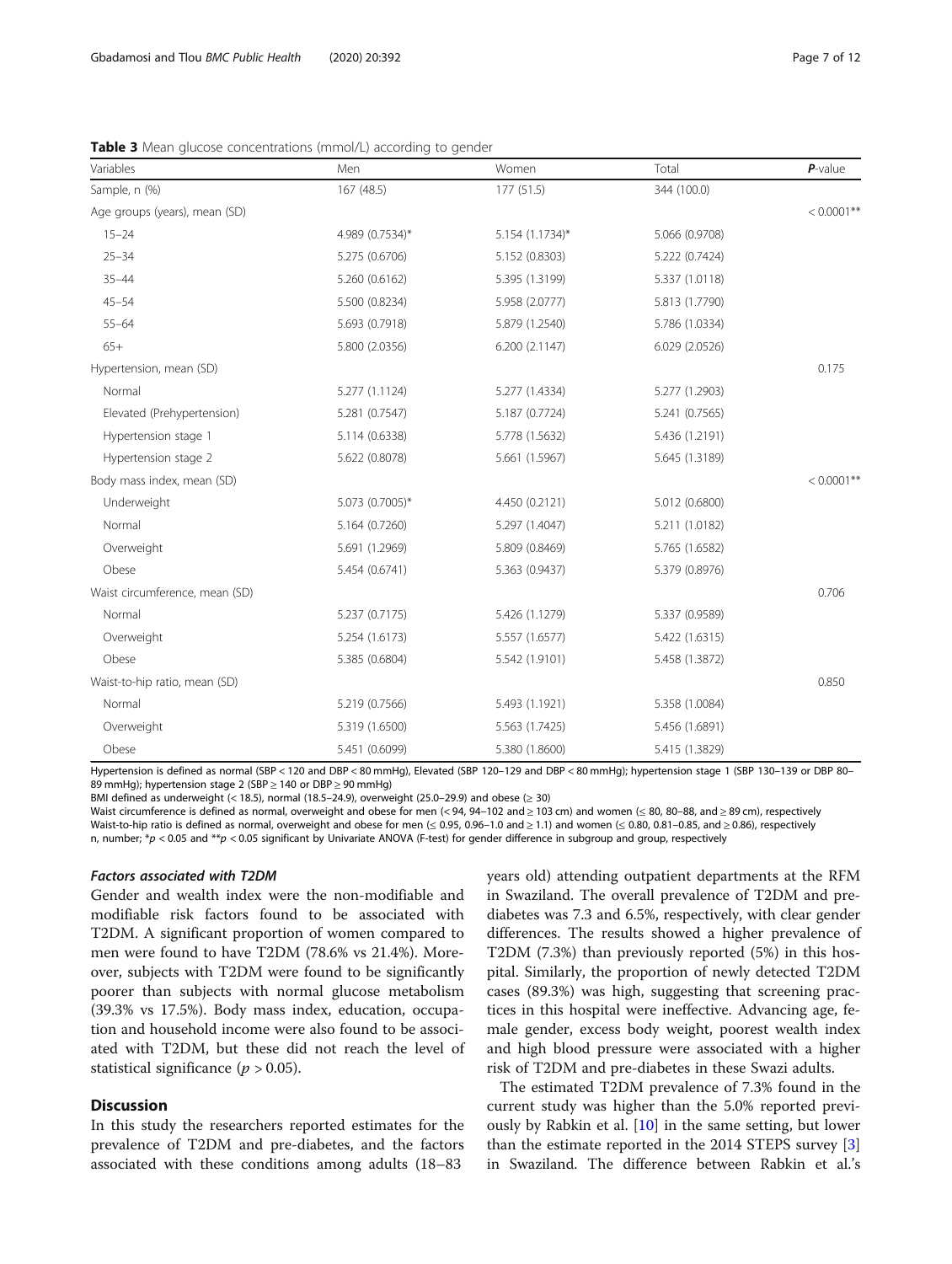**Table 3** Mean glucose concentrations (mmol/L) according to gender

| Variables | Men | Women | Total | ***P*-value** |
|---|---|---|---|---|
| Sample, n (%) | 167 (48.5) | 177 (51.5) | 344 (100.0) | |
| Age groups (years), mean (SD) | | | | < 0.0001** |
| 15–24 | 4.989 (0.7534)* | 5.154 (1.1734)* | 5.066 (0.9708) | |
| 25–34 | 5.275 (0.6706) | 5.152 (0.8303) | 5.222 (0.7424) | |
| 35–44 | 5.260 (0.6162) | 5.395 (1.3199) | 5.337 (1.0118) | |
| 45–54 | 5.500 (0.8234) | 5.958 (2.0777) | 5.813 (1.7790) | |
| 55–64 | 5.693 (0.7918) | 5.879 (1.2540) | 5.786 (1.0334) | |
| 65+ | 5.800 (2.0356) | 6.200 (2.1147) | 6.029 (2.0526) | |
| Hypertension, mean (SD) | | | | 0.175 |
| Normal | 5.277 (1.1124) | 5.277 (1.4334) | 5.277 (1.2903) | |
| Elevated (Prehypertension) | 5.281 (0.7547) | 5.187 (0.7724) | 5.241 (0.7565) | |
| Hypertension stage 1 | 5.114 (0.6338) | 5.778 (1.5632) | 5.436 (1.2191) | |
| Hypertension stage 2 | 5.622 (0.8078) | 5.661 (1.5967) | 5.645 (1.3189) | |
| Body mass index, mean (SD) | | | | < 0.0001** |
| Underweight | 5.073 (0.7005)* | 4.450 (0.2121) | 5.012 (0.6800) | |
| Normal | 5.164 (0.7260) | 5.297 (1.4047) | 5.211 (1.0182) | |
| Overweight | 5.691 (1.2969) | 5.809 (0.8469) | 5.765 (1.6582) | |
| Obese | 5.454 (0.6741) | 5.363 (0.9437) | 5.379 (0.8976) | |
| Waist circumference, mean (SD) | | | | 0.706 |
| Normal | 5.237 (0.7175) | 5.426 (1.1279) | 5.337 (0.9589) | |
| Overweight | 5.254 (1.6173) | 5.557 (1.6577) | 5.422 (1.6315) | |
| Obese | 5.385 (0.6804) | 5.542 (1.9101) | 5.458 (1.3872) | |
| Waist-to-hip ratio, mean (SD) | | | | 0.850 |
| Normal | 5.219 (0.7566) | 5.493 (1.1921) | 5.358 (1.0084) | |
| Overweight | 5.319 (1.6500) | 5.563 (1.7425) | 5.456 (1.6891) | |
| Obese | 5.451 (0.6099) | 5.380 (1.8600) | 5.415 (1.3829) | |

Hypertension is defined as normal (SBP < 120 and DBP < 80 mmHg), Elevated (SBP 120–129 and DBP < 80 mmHg); hypertension stage 1 (SBP 130–139 or DBP 80–89 mmHg); hypertension stage 2 (SBP ≥ 140 or DBP ≥ 90 mmHg)

BMI defined as underweight (< 18.5), normal (18.5–24.9), overweight (25.0–29.9) and obese (≥ 30)

Waist circumference is defined as normal, overweight and obese for men (< 94, 94–102 and ≥ 103 cm) and women (≤ 80, 80–88, and ≥ 89 cm), respectively

Waist-to-hip ratio is defined as normal, overweight and obese for men (≤ 0.95, 0.96–1.0 and ≥ 1.1) and women (≤ 0.80, 0.81–0.85, and ≥ 0.86), respectively

n, number; *$p < 0.05$ and **$p < 0.05$ significant by Univariate ANOVA (F-test) for gender difference in subgroup and group, respectively

#### *Factors associated with T2DM*

Gender and wealth index were the non-modifiable and modifiable risk factors found to be associated with T2DM. A significant proportion of women compared to men were found to have T2DM (78.6% vs 21.4%). Moreover, subjects with T2DM were found to be significantly poorer than subjects with normal glucose metabolism (39.3% vs 17.5%). Body mass index, education, occupation and household income were also found to be associated with T2DM, but these did not reach the level of statistical significance ($p > 0.05$).

## Discussion

In this study the researchers reported estimates for the prevalence of T2DM and pre-diabetes, and the factors associated with these conditions among adults (18–83 years old) attending outpatient departments at the RFM in Swaziland. The overall prevalence of T2DM and pre-diabetes was 7.3 and 6.5%, respectively, with clear gender differences. The results showed a higher prevalence of T2DM (7.3%) than previously reported (5%) in this hospital. Similarly, the proportion of newly detected T2DM cases (89.3%) was high, suggesting that screening practices in this hospital were ineffective. Advancing age, female gender, excess body weight, poorest wealth index and high blood pressure were associated with a higher risk of T2DM and pre-diabetes in these Swazi adults.

The estimated T2DM prevalence of 7.3% found in the current study was higher than the 5.0% reported previously by Rabkin et al. [10] in the same setting, but lower than the estimate reported in the 2014 STEPS survey [3] in Swaziland. The difference between Rabkin et al.'s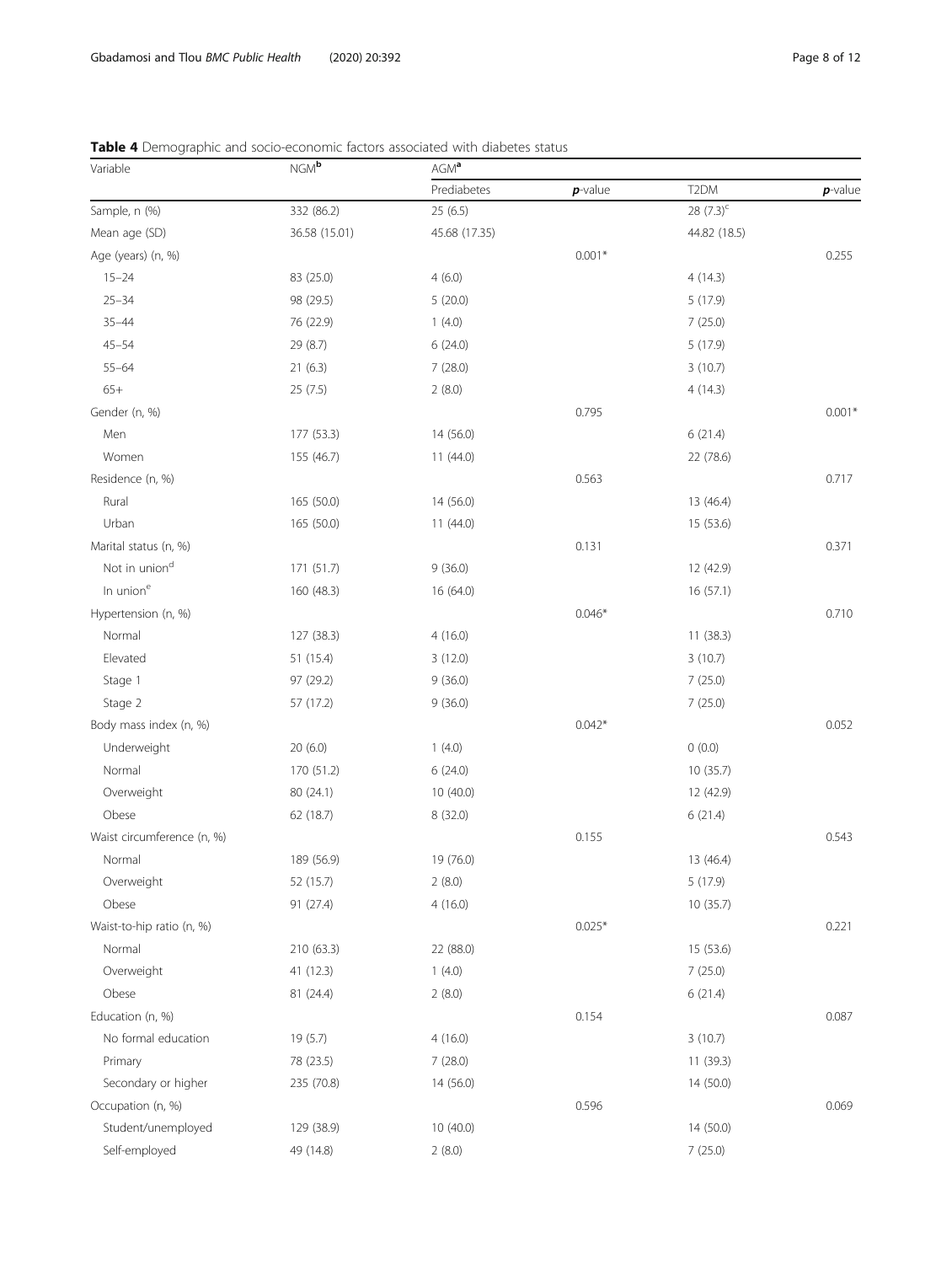**Table 4** Demographic and socio-economic factors associated with diabetes status

| Variable | NGM[b] | AGM[a] | | | |
|---|---|---|---|---|---|
| | | Prediabetes | ***p*-value** | T2DM | ***p*-value** |
| Sample, n (%) | 332 (86.2) | 25 (6.5) | | 28 (7.3)[c] | |
| Mean age (SD) | 36.58 (15.01) | 45.68 (17.35) | | 44.82 (18.5) | |
| Age (years) (n, %) | | | 0.001* | | 0.255 |
| 15–24 | 83 (25.0) | 4 (6.0) | | 4 (14.3) | |
| 25–34 | 98 (29.5) | 5 (20.0) | | 5 (17.9) | |
| 35–44 | 76 (22.9) | 1 (4.0) | | 7 (25.0) | |
| 45–54 | 29 (8.7) | 6 (24.0) | | 5 (17.9) | |
| 55–64 | 21 (6.3) | 7 (28.0) | | 3 (10.7) | |
| 65+ | 25 (7.5) | 2 (8.0) | | 4 (14.3) | |
| Gender (n, %) | | | 0.795 | | 0.001* |
| Men | 177 (53.3) | 14 (56.0) | | 6 (21.4) | |
| Women | 155 (46.7) | 11 (44.0) | | 22 (78.6) | |
| Residence (n, %) | | | 0.563 | | 0.717 |
| Rural | 165 (50.0) | 14 (56.0) | | 13 (46.4) | |
| Urban | 165 (50.0) | 11 (44.0) | | 15 (53.6) | |
| Marital status (n, %) | | | 0.131 | | 0.371 |
| Not in union[d] | 171 (51.7) | 9 (36.0) | | 12 (42.9) | |
| In union[e] | 160 (48.3) | 16 (64.0) | | 16 (57.1) | |
| Hypertension (n, %) | | | 0.046* | | 0.710 |
| Normal | 127 (38.3) | 4 (16.0) | | 11 (38.3) | |
| Elevated | 51 (15.4) | 3 (12.0) | | 3 (10.7) | |
| Stage 1 | 97 (29.2) | 9 (36.0) | | 7 (25.0) | |
| Stage 2 | 57 (17.2) | 9 (36.0) | | 7 (25.0) | |
| Body mass index (n, %) | | | 0.042* | | 0.052 |
| Underweight | 20 (6.0) | 1 (4.0) | | 0 (0.0) | |
| Normal | 170 (51.2) | 6 (24.0) | | 10 (35.7) | |
| Overweight | 80 (24.1) | 10 (40.0) | | 12 (42.9) | |
| Obese | 62 (18.7) | 8 (32.0) | | 6 (21.4) | |
| Waist circumference (n, %) | | | 0.155 | | 0.543 |
| Normal | 189 (56.9) | 19 (76.0) | | 13 (46.4) | |
| Overweight | 52 (15.7) | 2 (8.0) | | 5 (17.9) | |
| Obese | 91 (27.4) | 4 (16.0) | | 10 (35.7) | |
| Waist-to-hip ratio (n, %) | | | 0.025* | | 0.221 |
| Normal | 210 (63.3) | 22 (88.0) | | 15 (53.6) | |
| Overweight | 41 (12.3) | 1 (4.0) | | 7 (25.0) | |
| Obese | 81 (24.4) | 2 (8.0) | | 6 (21.4) | |
| Education (n, %) | | | 0.154 | | 0.087 |
| No formal education | 19 (5.7) | 4 (16.0) | | 3 (10.7) | |
| Primary | 78 (23.5) | 7 (28.0) | | 11 (39.3) | |
| Secondary or higher | 235 (70.8) | 14 (56.0) | | 14 (50.0) | |
| Occupation (n, %) | | | 0.596 | | 0.069 |
| Student/unemployed | 129 (38.9) | 10 (40.0) | | 14 (50.0) | |
| Self-employed | 49 (14.8) | 2 (8.0) | | 7 (25.0) | |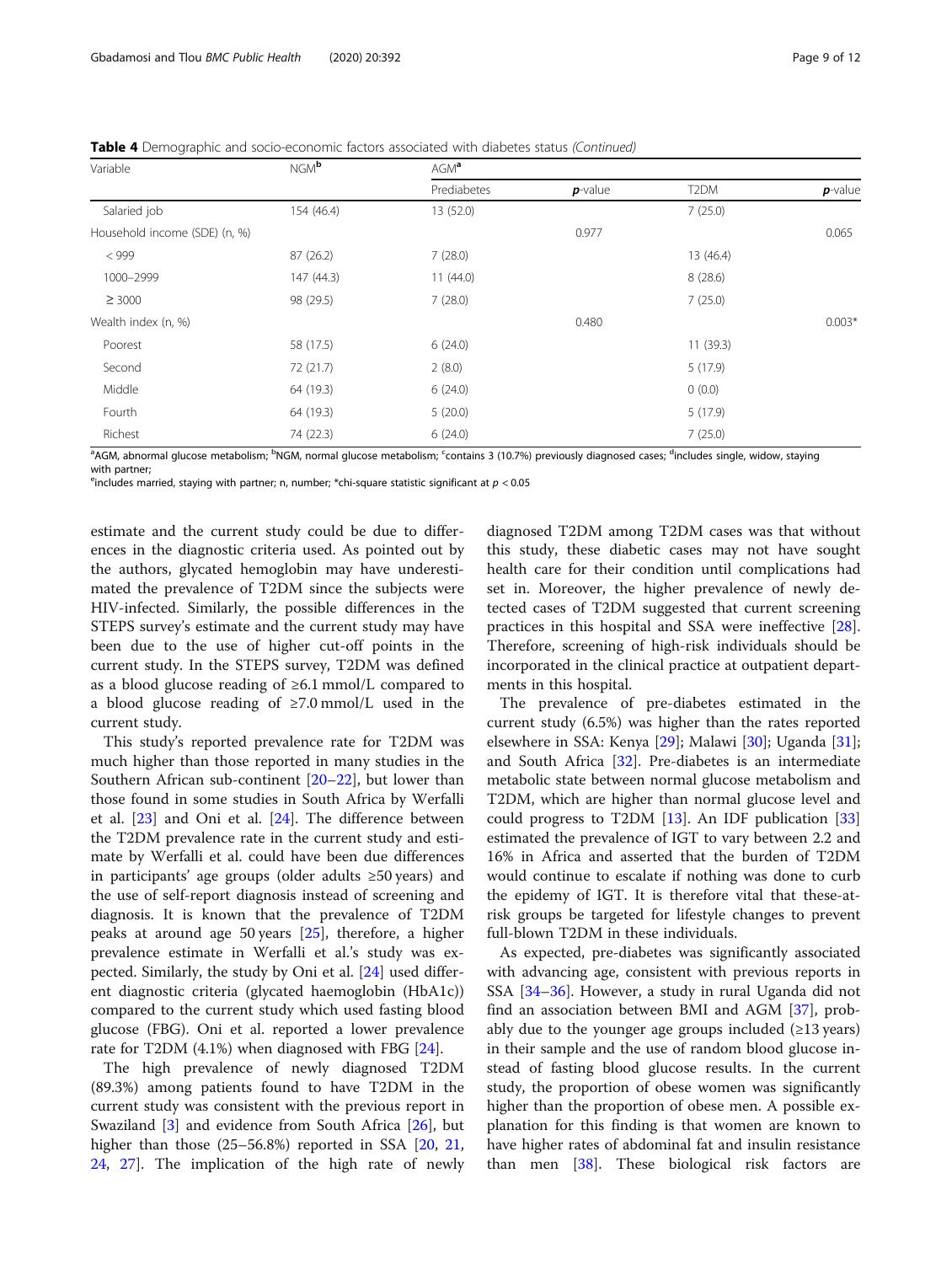**Table 4** Demographic and socio-economic factors associated with diabetes status *(Continued)*

| Variable | NGM[b] | AGM[a] | | | |
|---|---|---|---|---|---|
| | | Prediabetes | ***p*-value** | T2DM | ***p*-value** |
| Salaried job | 154 (46.4) | 13 (52.0) | | 7 (25.0) | |
| Household income (SDE) (n, %) | | | 0.977 | | 0.065 |
| < 999 | 87 (26.2) | 7 (28.0) | | 13 (46.4) | |
| 1000–2999 | 147 (44.3) | 11 (44.0) | | 8 (28.6) | |
| ≥ 3000 | 98 (29.5) | 7 (28.0) | | 7 (25.0) | |
| Wealth index (n, %) | | | 0.480 | | 0.003* |
| Poorest | 58 (17.5) | 6 (24.0) | | 11 (39.3) | |
| Second | 72 (21.7) | 2 (8.0) | | 5 (17.9) | |
| Middle | 64 (19.3) | 6 (24.0) | | 0 (0.0) | |
| Fourth | 64 (19.3) | 5 (20.0) | | 5 (17.9) | |
| Richest | 74 (22.3) | 6 (24.0) | | 7 (25.0) | |

[a]AGM, abnormal glucose metabolism; [b]NGM, normal glucose metabolism; [c]contains 3 (10.7%) previously diagnosed cases; [d]includes single, widow, staying with partner;
[e]includes married, staying with partner; n, number; *chi-square statistic significant at $p < 0.05$

estimate and the current study could be due to differences in the diagnostic criteria used. As pointed out by the authors, glycated hemoglobin may have underestimated the prevalence of T2DM since the subjects were HIV-infected. Similarly, the possible differences in the STEPS survey's estimate and the current study may have been due to the use of higher cut-off points in the current study. In the STEPS survey, T2DM was defined as a blood glucose reading of ≥6.1 mmol/L compared to a blood glucose reading of ≥7.0 mmol/L used in the current study.

This study's reported prevalence rate for T2DM was much higher than those reported in many studies in the Southern African sub-continent [20–22], but lower than those found in some studies in South Africa by Werfalli et al. [23] and Oni et al. [24]. The difference between the T2DM prevalence rate in the current study and estimate by Werfalli et al. could have been due differences in participants' age groups (older adults ≥50 years) and the use of self-report diagnosis instead of screening and diagnosis. It is known that the prevalence of T2DM peaks at around age 50 years [25], therefore, a higher prevalence estimate in Werfalli et al.'s study was expected. Similarly, the study by Oni et al. [24] used different diagnostic criteria (glycated haemoglobin (HbA1c)) compared to the current study which used fasting blood glucose (FBG). Oni et al. reported a lower prevalence rate for T2DM (4.1%) when diagnosed with FBG [24].

The high prevalence of newly diagnosed T2DM (89.3%) among patients found to have T2DM in the current study was consistent with the previous report in Swaziland [3] and evidence from South Africa [26], but higher than those (25–56.8%) reported in SSA [20, 21, 24, 27]. The implication of the high rate of newly diagnosed T2DM among T2DM cases was that without this study, these diabetic cases may not have sought health care for their condition until complications had set in. Moreover, the higher prevalence of newly detected cases of T2DM suggested that current screening practices in this hospital and SSA were ineffective [28]. Therefore, screening of high-risk individuals should be incorporated in the clinical practice at outpatient departments in this hospital.

The prevalence of pre-diabetes estimated in the current study (6.5%) was higher than the rates reported elsewhere in SSA: Kenya [29]; Malawi [30]; Uganda [31]; and South Africa [32]. Pre-diabetes is an intermediate metabolic state between normal glucose metabolism and T2DM, which are higher than normal glucose level and could progress to T2DM [13]. An IDF publication [33] estimated the prevalence of IGT to vary between 2.2 and 16% in Africa and asserted that the burden of T2DM would continue to escalate if nothing was done to curb the epidemy of IGT. It is therefore vital that these-at-risk groups be targeted for lifestyle changes to prevent full-blown T2DM in these individuals.

As expected, pre-diabetes was significantly associated with advancing age, consistent with previous reports in SSA [34–36]. However, a study in rural Uganda did not find an association between BMI and AGM [37], probably due to the younger age groups included (≥13 years) in their sample and the use of random blood glucose instead of fasting blood glucose results. In the current study, the proportion of obese women was significantly higher than the proportion of obese men. A possible explanation for this finding is that women are known to have higher rates of abdominal fat and insulin resistance than men [38]. These biological risk factors are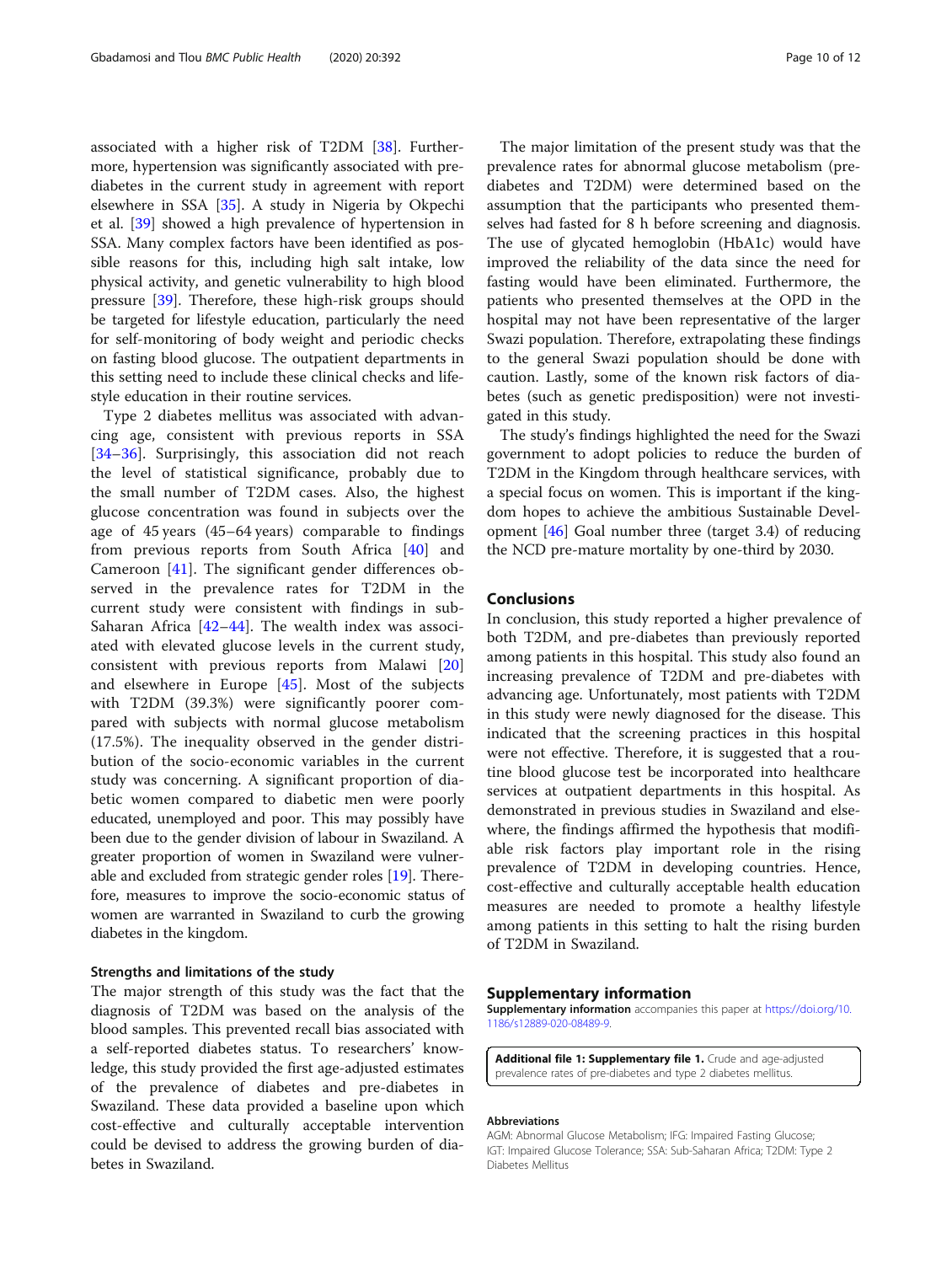associated with a higher risk of T2DM [38]. Furthermore, hypertension was significantly associated with pre-diabetes in the current study in agreement with report elsewhere in SSA [35]. A study in Nigeria by Okpechi et al. [39] showed a high prevalence of hypertension in SSA. Many complex factors have been identified as possible reasons for this, including high salt intake, low physical activity, and genetic vulnerability to high blood pressure [39]. Therefore, these high-risk groups should be targeted for lifestyle education, particularly the need for self-monitoring of body weight and periodic checks on fasting blood glucose. The outpatient departments in this setting need to include these clinical checks and lifestyle education in their routine services.

Type 2 diabetes mellitus was associated with advancing age, consistent with previous reports in SSA [34–36]. Surprisingly, this association did not reach the level of statistical significance, probably due to the small number of T2DM cases. Also, the highest glucose concentration was found in subjects over the age of 45 years (45–64 years) comparable to findings from previous reports from South Africa [40] and Cameroon [41]. The significant gender differences observed in the prevalence rates for T2DM in the current study were consistent with findings in sub-Saharan Africa [42–44]. The wealth index was associated with elevated glucose levels in the current study, consistent with previous reports from Malawi [20] and elsewhere in Europe [45]. Most of the subjects with T2DM (39.3%) were significantly poorer compared with subjects with normal glucose metabolism (17.5%). The inequality observed in the gender distribution of the socio-economic variables in the current study was concerning. A significant proportion of diabetic women compared to diabetic men were poorly educated, unemployed and poor. This may possibly have been due to the gender division of labour in Swaziland. A greater proportion of women in Swaziland were vulnerable and excluded from strategic gender roles [19]. Therefore, measures to improve the socio-economic status of women are warranted in Swaziland to curb the growing diabetes in the kingdom.

### Strengths and limitations of the study

The major strength of this study was the fact that the diagnosis of T2DM was based on the analysis of the blood samples. This prevented recall bias associated with a self-reported diabetes status. To researchers' knowledge, this study provided the first age-adjusted estimates of the prevalence of diabetes and pre-diabetes in Swaziland. These data provided a baseline upon which cost-effective and culturally acceptable intervention could be devised to address the growing burden of diabetes in Swaziland.

The major limitation of the present study was that the prevalence rates for abnormal glucose metabolism (pre-diabetes and T2DM) were determined based on the assumption that the participants who presented themselves had fasted for 8 h before screening and diagnosis. The use of glycated hemoglobin (HbA1c) would have improved the reliability of the data since the need for fasting would have been eliminated. Furthermore, the patients who presented themselves at the OPD in the hospital may not have been representative of the larger Swazi population. Therefore, extrapolating these findings to the general Swazi population should be done with caution. Lastly, some of the known risk factors of diabetes (such as genetic predisposition) were not investigated in this study.

The study's findings highlighted the need for the Swazi government to adopt policies to reduce the burden of T2DM in the Kingdom through healthcare services, with a special focus on women. This is important if the kingdom hopes to achieve the ambitious Sustainable Development [46] Goal number three (target 3.4) of reducing the NCD pre-mature mortality by one-third by 2030.

## Conclusions

In conclusion, this study reported a higher prevalence of both T2DM, and pre-diabetes than previously reported among patients in this hospital. This study also found an increasing prevalence of T2DM and pre-diabetes with advancing age. Unfortunately, most patients with T2DM in this study were newly diagnosed for the disease. This indicated that the screening practices in this hospital were not effective. Therefore, it is suggested that a routine blood glucose test be incorporated into healthcare services at outpatient departments in this hospital. As demonstrated in previous studies in Swaziland and elsewhere, the findings affirmed the hypothesis that modifiable risk factors play important role in the rising prevalence of T2DM in developing countries. Hence, cost-effective and culturally acceptable health education measures are needed to promote a healthy lifestyle among patients in this setting to halt the rising burden of T2DM in Swaziland.

## Supplementary information

**Supplementary information** accompanies this paper at https://doi.org/10.1186/s12889-020-08489-9.

**Additional file 1: Supplementary file 1.** Crude and age-adjusted prevalence rates of pre-diabetes and type 2 diabetes mellitus.

#### Abbreviations

AGM: Abnormal Glucose Metabolism; IFG: Impaired Fasting Glucose; IGT: Impaired Glucose Tolerance; SSA: Sub-Saharan Africa; T2DM: Type 2 Diabetes Mellitus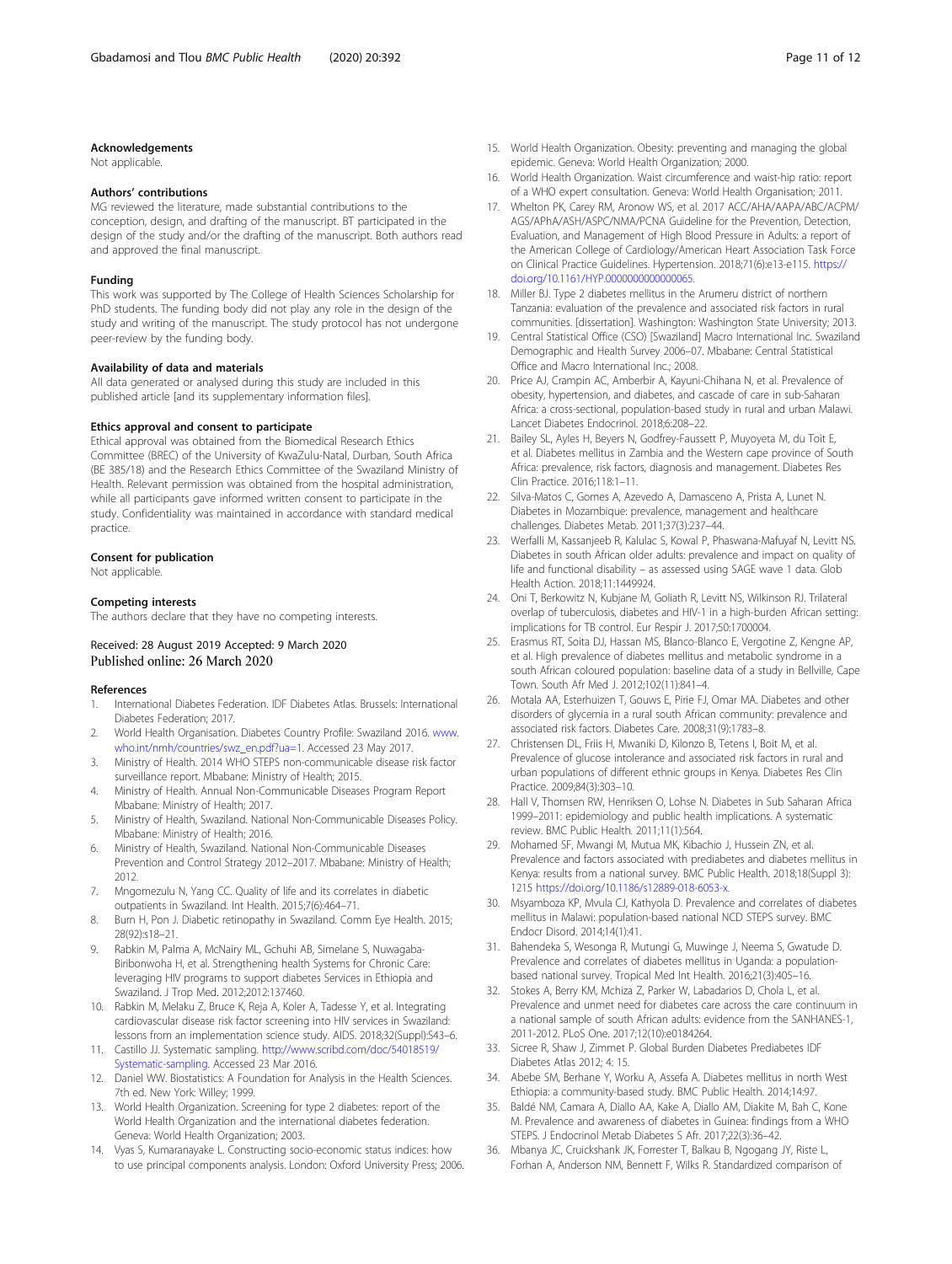### Acknowledgements

Not applicable.

### Authors' contributions

MG reviewed the literature, made substantial contributions to the conception, design, and drafting of the manuscript. BT participated in the design of the study and/or the drafting of the manuscript. Both authors read and approved the final manuscript.

### Funding

This work was supported by The College of Health Sciences Scholarship for PhD students. The funding body did not play any role in the design of the study and writing of the manuscript. The study protocol has not undergone peer-review by the funding body.

### Availability of data and materials

All data generated or analysed during this study are included in this published article [and its supplementary information files].

### Ethics approval and consent to participate

Ethical approval was obtained from the Biomedical Research Ethics Committee (BREC) of the University of KwaZulu-Natal, Durban, South Africa (BE 385/18) and the Research Ethics Committee of the Swaziland Ministry of Health. Relevant permission was obtained from the hospital administration, while all participants gave informed written consent to participate in the study. Confidentiality was maintained in accordance with standard medical practice.

### Consent for publication

Not applicable.

### Competing interests

The authors declare that they have no competing interests.

Received: 28 August 2019 Accepted: 9 March 2020
Published online: 26 March 2020

### References

1. International Diabetes Federation. IDF Diabetes Atlas. Brussels: International Diabetes Federation; 2017.
2. World Health Organisation. Diabetes Country Profile: Swaziland 2016. www.who.int/nmh/countries/swz_en.pdf?ua=1. Accessed 23 May 2017.
3. Ministry of Health. 2014 WHO STEPS non-communicable disease risk factor surveillance report. Mbabane: Ministry of Health; 2015.
4. Ministry of Health. Annual Non-Communicable Diseases Program Report Mbabane: Ministry of Health; 2017.
5. Ministry of Health, Swaziland. National Non-Communicable Diseases Policy. Mbabane: Ministry of Health; 2016.
6. Ministry of Health, Swaziland. National Non-Communicable Diseases Prevention and Control Strategy 2012–2017. Mbabane: Ministry of Health; 2012.
7. Mngomezulu N, Yang CC. Quality of life and its correlates in diabetic outpatients in Swaziland. Int Health. 2015;7(6):464–71.
8. Burn H, Pon J. Diabetic retinopathy in Swaziland. Comm Eye Health. 2015; 28(92):s18–21.
9. Rabkin M, Palma A, McNairy ML, Gchuhi AB, Simelane S, Nuwagaba-Biribonwoha H, et al. Strengthening health Systems for Chronic Care: leveraging HIV programs to support diabetes Services in Ethiopia and Swaziland. J Trop Med. 2012;2012:137460.
10. Rabkin M, Melaku Z, Bruce K, Reja A, Koler A, Tadesse Y, et al. Integrating cardiovascular disease risk factor screening into HIV services in Swaziland: lessons from an implementation science study. AIDS. 2018;32(Suppl):S43–6.
11. Castillo JJ. Systematic sampling. http://www.scribd.com/doc/54018519/Systematic-sampling. Accessed 23 Mar 2016.
12. Daniel WW. Biostatistics: A Foundation for Analysis in the Health Sciences. 7th ed. New York: Willey; 1999.
13. World Health Organization. Screening for type 2 diabetes: report of the World Health Organization and the international diabetes federation. Geneva: World Health Organization; 2003.
14. Vyas S, Kumaranayake L. Constructing socio-economic status indices: how to use principal components analysis. London: Oxford University Press; 2006.
15. World Health Organization. Obesity: preventing and managing the global epidemic. Geneva: World Health Organization; 2000.
16. World Health Organization. Waist circumference and waist-hip ratio: report of a WHO expert consultation. Geneva: World Health Organisation; 2011.
17. Whelton PK, Carey RM, Aronow WS, et al. 2017 ACC/AHA/AAPA/ABC/ACPM/AGS/APhA/ASH/ASPC/NMA/PCNA Guideline for the Prevention, Detection, Evaluation, and Management of High Blood Pressure in Adults: a report of the American College of Cardiology/American Heart Association Task Force on Clinical Practice Guidelines. Hypertension. 2018;71(6):e13-e115. https://doi.org/10.1161/HYP.0000000000000065.
18. Miller BJ. Type 2 diabetes mellitus in the Arumeru district of northern Tanzania: evaluation of the prevalence and associated risk factors in rural communities. [dissertation]. Washington: Washington State University; 2013.
19. Central Statistical Office (CSO) [Swaziland] Macro International Inc. Swaziland Demographic and Health Survey 2006–07. Mbabane: Central Statistical Office and Macro International Inc.; 2008.
20. Price AJ, Crampin AC, Amberbir A, Kayuni-Chihana N, et al. Prevalence of obesity, hypertension, and diabetes, and cascade of care in sub-Saharan Africa: a cross-sectional, population-based study in rural and urban Malawi. Lancet Diabetes Endocrinol. 2018;6:208–22.
21. Bailey SL, Ayles H, Beyers N, Godfrey-Faussett P, Muyoyeta M, du Toit E, et al. Diabetes mellitus in Zambia and the Western cape province of South Africa: prevalence, risk factors, diagnosis and management. Diabetes Res Clin Practice. 2016;118:1–11.
22. Silva-Matos C, Gomes A, Azevedo A, Damasceno A, Prista A, Lunet N. Diabetes in Mozambique: prevalence, management and healthcare challenges. Diabetes Metab. 2011;37(3):237–44.
23. Werfalli M, Kassanjeeb R, Kalulac S, Kowal P, Phaswana-Mafuyaf N, Levitt NS. Diabetes in south African older adults: prevalence and impact on quality of life and functional disability – as assessed using SAGE wave 1 data. Glob Health Action. 2018;11:1449924.
24. Oni T, Berkowitz N, Kubjane M, Goliath R, Levitt NS, Wilkinson RJ. Trilateral overlap of tuberculosis, diabetes and HIV-1 in a high-burden African setting: implications for TB control. Eur Respir J. 2017;50:1700004.
25. Erasmus RT, Soita DJ, Hassan MS, Blanco-Blanco E, Vergotine Z, Kengne AP, et al. High prevalence of diabetes mellitus and metabolic syndrome in a south African coloured population: baseline data of a study in Bellville, Cape Town. South Afr Med J. 2012;102(11):841–4.
26. Motala AA, Esterhuizen T, Gouws E, Pirie FJ, Omar MA. Diabetes and other disorders of glycemia in a rural south African community: prevalence and associated risk factors. Diabetes Care. 2008;31(9):1783–8.
27. Christensen DL, Friis H, Mwaniki D, Kilonzo B, Tetens I, Boit M, et al. Prevalence of glucose intolerance and associated risk factors in rural and urban populations of different ethnic groups in Kenya. Diabetes Res Clin Practice. 2009;84(3):303–10.
28. Hall V, Thomsen RW, Henriksen O, Lohse N. Diabetes in Sub Saharan Africa 1999–2011: epidemiology and public health implications. A systematic review. BMC Public Health. 2011;11(1):564.
29. Mohamed SF, Mwangi M, Mutua MK, Kibachio J, Hussein ZN, et al. Prevalence and factors associated with prediabetes and diabetes mellitus in Kenya: results from a national survey. BMC Public Health. 2018;18(Suppl 3): 1215 https://doi.org/10.1186/s12889-018-6053-x.
30. Msyamboza KP, Mvula CJ, Kathyola D. Prevalence and correlates of diabetes mellitus in Malawi: population-based national NCD STEPS survey. BMC Endocr Disord. 2014;14(1):41.
31. Bahendeka S, Wesonga R, Mutungi G, Muwinge J, Neema S, Gwatude D. Prevalence and correlates of diabetes mellitus in Uganda: a population-based national survey. Tropical Med Int Health. 2016;21(3):405–16.
32. Stokes A, Berry KM, Mchiza Z, Parker W, Labadarios D, Chola L, et al. Prevalence and unmet need for diabetes care across the care continuum in a national sample of south African adults: evidence from the SANHANES-1, 2011-2012. PLoS One. 2017;12(10):e0184264.
33. Sicree R, Shaw J, Zimmet P. Global Burden Diabetes Prediabetes IDF Diabetes Atlas 2012; 4: 15.
34. Abebe SM, Berhane Y, Worku A, Assefa A. Diabetes mellitus in north West Ethiopia: a community-based study. BMC Public Health. 2014;14:97.
35. Baldé NM, Camara A, Diallo AA, Kake A, Diallo AM, Diakite M, Bah C, Kone M. Prevalence and awareness of diabetes in Guinea: findings from a WHO STEPS. J Endocrinol Metab Diabetes S Afr. 2017;22(3):36–42.
36. Mbanya JC, Cruickshank JK, Forrester T, Balkau B, Ngogang JY, Riste L, Forhan A, Anderson NM, Bennett F, Wilks R. Standardized comparison of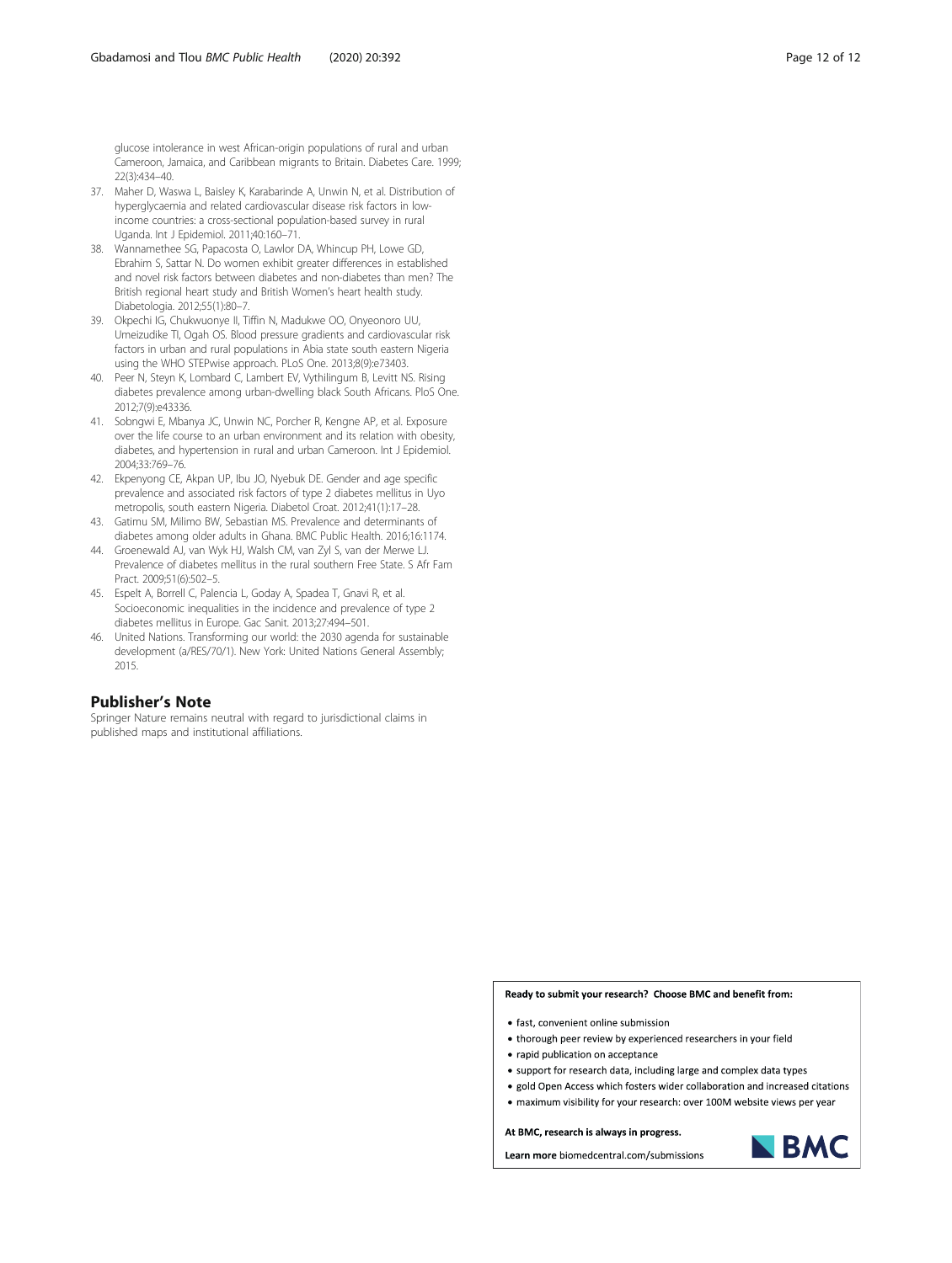glucose intolerance in west African-origin populations of rural and urban Cameroon, Jamaica, and Caribbean migrants to Britain. Diabetes Care. 1999; 22(3):434–40.

37. Maher D, Waswa L, Baisley K, Karabarinde A, Unwin N, et al. Distribution of hyperglycaemia and related cardiovascular disease risk factors in low-income countries: a cross-sectional population-based survey in rural Uganda. Int J Epidemiol. 2011;40:160–71.
38. Wannamethee SG, Papacosta O, Lawlor DA, Whincup PH, Lowe GD, Ebrahim S, Sattar N. Do women exhibit greater differences in established and novel risk factors between diabetes and non-diabetes than men? The British regional heart study and British Women's heart health study. Diabetologia. 2012;55(1):80–7.
39. Okpechi IG, Chukwuonye II, Tiffin N, Madukwe OO, Onyeonoro UU, Umeizudike TI, Ogah OS. Blood pressure gradients and cardiovascular risk factors in urban and rural populations in Abia state south eastern Nigeria using the WHO STEPwise approach. PLoS One. 2013;8(9):e73403.
40. Peer N, Steyn K, Lombard C, Lambert EV, Vythilingum B, Levitt NS. Rising diabetes prevalence among urban-dwelling black South Africans. PloS One. 2012;7(9):e43336.
41. Sobngwi E, Mbanya JC, Unwin NC, Porcher R, Kengne AP, et al. Exposure over the life course to an urban environment and its relation with obesity, diabetes, and hypertension in rural and urban Cameroon. Int J Epidemiol. 2004;33:769–76.
42. Ekpenyong CE, Akpan UP, Ibu JO, Nyebuk DE. Gender and age specific prevalence and associated risk factors of type 2 diabetes mellitus in Uyo metropolis, south eastern Nigeria. Diabetol Croat. 2012;41(1):17–28.
43. Gatimu SM, Milimo BW, Sebastian MS. Prevalence and determinants of diabetes among older adults in Ghana. BMC Public Health. 2016;16:1174.
44. Groenewald AJ, van Wyk HJ, Walsh CM, van Zyl S, van der Merwe LJ. Prevalence of diabetes mellitus in the rural southern Free State. S Afr Fam Pract. 2009;51(6):502–5.
45. Espelt A, Borrell C, Palencia L, Goday A, Spadea T, Gnavi R, et al. Socioeconomic inequalities in the incidence and prevalence of type 2 diabetes mellitus in Europe. Gac Sanit. 2013;27:494–501.
46. United Nations. Transforming our world: the 2030 agenda for sustainable development (a/RES/70/1). New York: United Nations General Assembly; 2015.

## Publisher's Note

Springer Nature remains neutral with regard to jurisdictional claims in published maps and institutional affiliations.

**Ready to submit your research? Choose BMC and benefit from:**

- fast, convenient online submission
- thorough peer review by experienced researchers in your field
- rapid publication on acceptance
- support for research data, including large and complex data types
- gold Open Access which fosters wider collaboration and increased citations
- maximum visibility for your research: over 100M website views per year

**At BMC, research is always in progress.**

**Learn more** biomedcentral.com/submissions

BMC